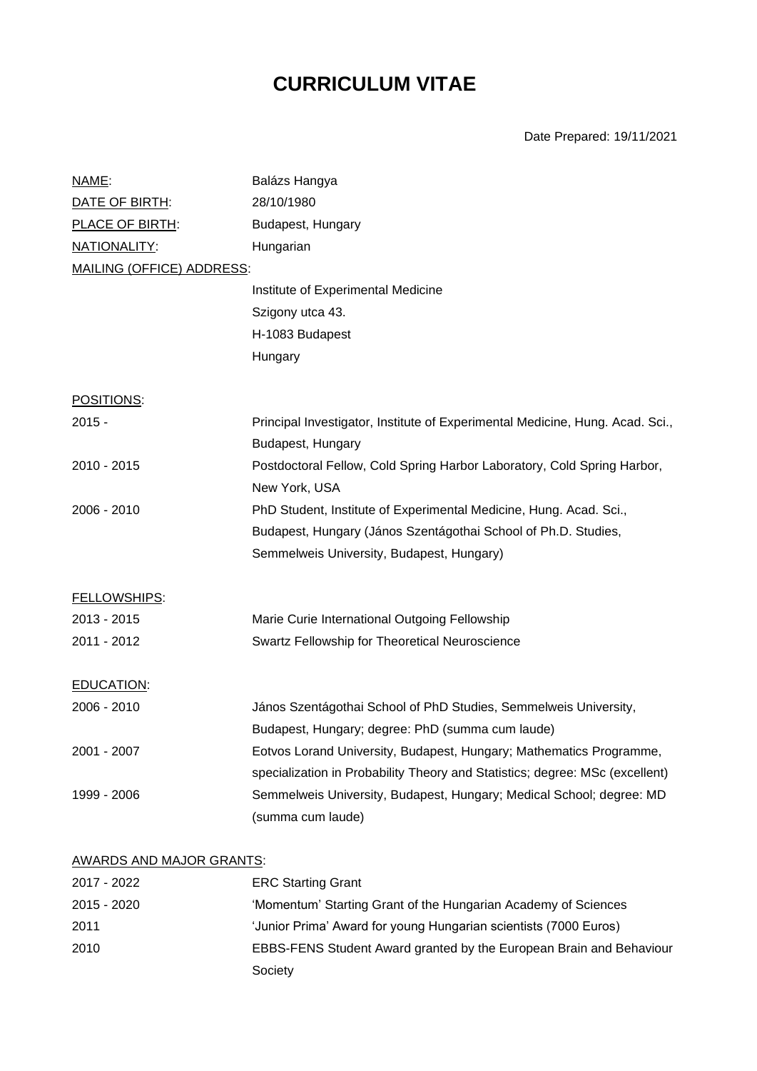# CURRICULUM VITAE

Date Prepared: 19/11/2021

| | |
|---|---|
| NAME: | Balázs Hangya |
| DATE OF BIRTH: | 28/10/1980 |
| PLACE OF BIRTH: | Budapest, Hungary |
| NATIONALITY: | Hungarian |

MAILING (OFFICE) ADDRESS:

Institute of Experimental Medicine
Szigony utca 43.
H-1083 Budapest
Hungary

## POSITIONS:

| | |
|---|---|
| 2015 - | Principal Investigator, Institute of Experimental Medicine, Hung. Acad. Sci., Budapest, Hungary |
| 2010 - 2015 | Postdoctoral Fellow, Cold Spring Harbor Laboratory, Cold Spring Harbor, New York, USA |
| 2006 - 2010 | PhD Student, Institute of Experimental Medicine, Hung. Acad. Sci., Budapest, Hungary (János Szentágothai School of Ph.D. Studies, Semmelweis University, Budapest, Hungary) |

## FELLOWSHIPS:

| | |
|---|---|
| 2013 - 2015 | Marie Curie International Outgoing Fellowship |
| 2011 - 2012 | Swartz Fellowship for Theoretical Neuroscience |

## EDUCATION:

| | |
|---|---|
| 2006 - 2010 | János Szentágothai School of PhD Studies, Semmelweis University, Budapest, Hungary; degree: PhD (summa cum laude) |
| 2001 - 2007 | Eotvos Lorand University, Budapest, Hungary; Mathematics Programme, specialization in Probability Theory and Statistics; degree: MSc (excellent) |
| 1999 - 2006 | Semmelweis University, Budapest, Hungary; Medical School; degree: MD (summa cum laude) |

## AWARDS AND MAJOR GRANTS:

| | |
|---|---|
| 2017 - 2022 | ERC Starting Grant |
| 2015 - 2020 | 'Momentum' Starting Grant of the Hungarian Academy of Sciences |
| 2011 | 'Junior Prima' Award for young Hungarian scientists (7000 Euros) |
| 2010 | EBBS-FENS Student Award granted by the European Brain and Behaviour Society |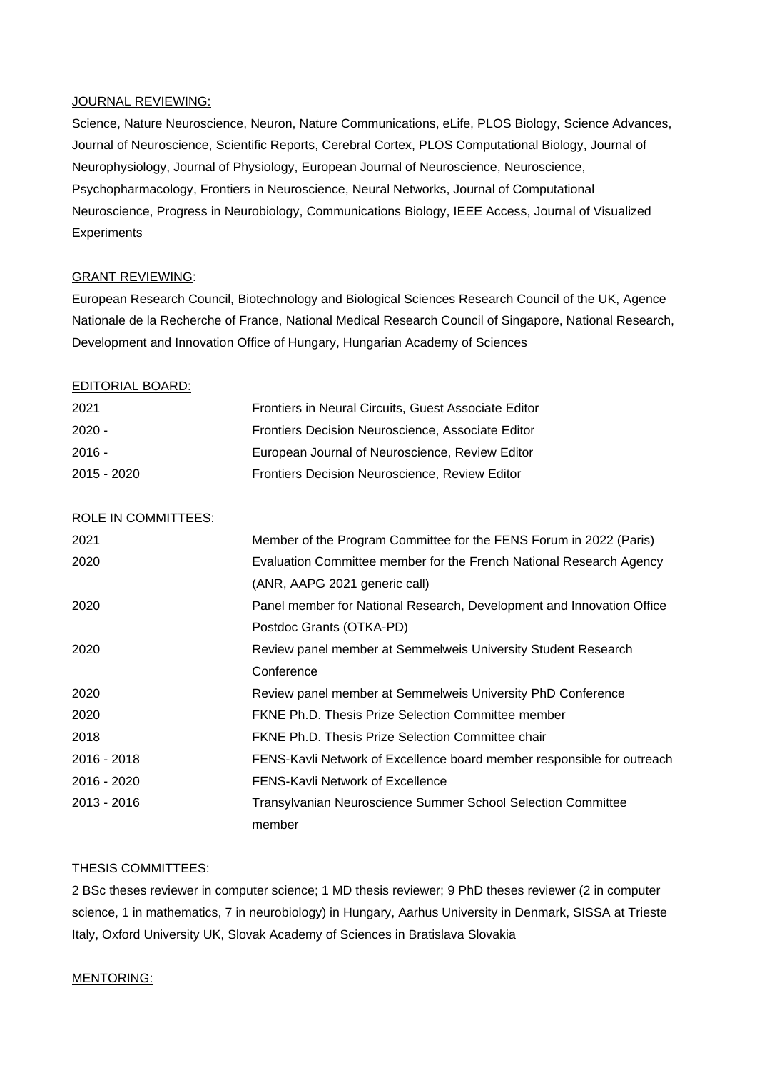JOURNAL REVIEWING:

Science, Nature Neuroscience, Neuron, Nature Communications, eLife, PLOS Biology, Science Advances, Journal of Neuroscience, Scientific Reports, Cerebral Cortex, PLOS Computational Biology, Journal of Neurophysiology, Journal of Physiology, European Journal of Neuroscience, Neuroscience, Psychopharmacology, Frontiers in Neuroscience, Neural Networks, Journal of Computational Neuroscience, Progress in Neurobiology, Communications Biology, IEEE Access, Journal of Visualized Experiments

GRANT REVIEWING:

European Research Council, Biotechnology and Biological Sciences Research Council of the UK, Agence Nationale de la Recherche of France, National Medical Research Council of Singapore, National Research, Development and Innovation Office of Hungary, Hungarian Academy of Sciences

EDITORIAL BOARD:

| | |
|---|---|
| 2021 | Frontiers in Neural Circuits, Guest Associate Editor |
| 2020 - | Frontiers Decision Neuroscience, Associate Editor |
| 2016 - | European Journal of Neuroscience, Review Editor |
| 2015 - 2020 | Frontiers Decision Neuroscience, Review Editor |

ROLE IN COMMITTEES:

| | |
|---|---|
| 2021 | Member of the Program Committee for the FENS Forum in 2022 (Paris) |
| 2020 | Evaluation Committee member for the French National Research Agency (ANR, AAPG 2021 generic call) |
| 2020 | Panel member for National Research, Development and Innovation Office Postdoc Grants (OTKA-PD) |
| 2020 | Review panel member at Semmelweis University Student Research Conference |
| 2020 | Review panel member at Semmelweis University PhD Conference |
| 2020 | FKNE Ph.D. Thesis Prize Selection Committee member |
| 2018 | FKNE Ph.D. Thesis Prize Selection Committee chair |
| 2016 - 2018 | FENS-Kavli Network of Excellence board member responsible for outreach |
| 2016 - 2020 | FENS-Kavli Network of Excellence |
| 2013 - 2016 | Transylvanian Neuroscience Summer School Selection Committee member |

THESIS COMMITTEES:

2 BSc theses reviewer in computer science; 1 MD thesis reviewer; 9 PhD theses reviewer (2 in computer science, 1 in mathematics, 7 in neurobiology) in Hungary, Aarhus University in Denmark, SISSA at Trieste Italy, Oxford University UK, Slovak Academy of Sciences in Bratislava Slovakia

MENTORING: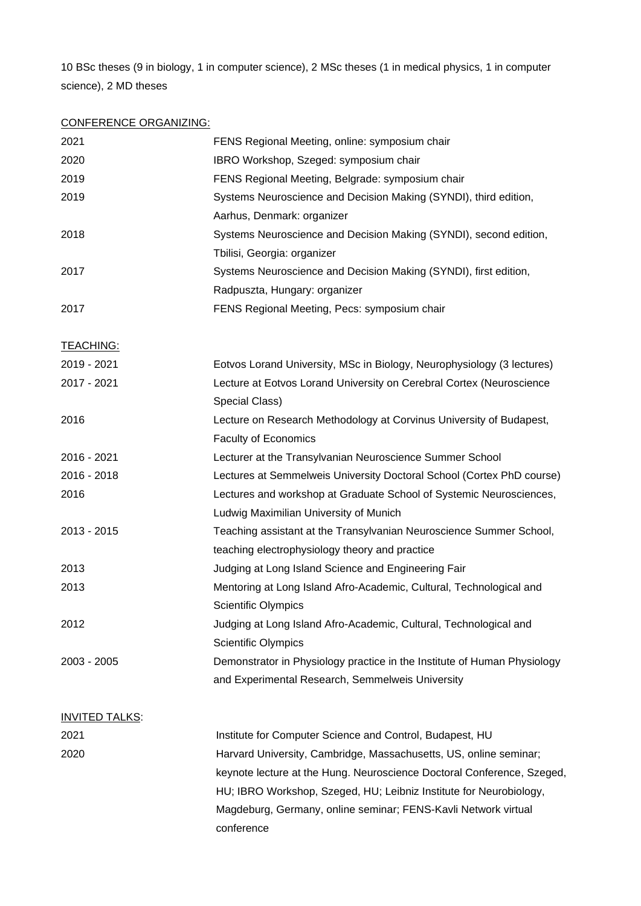10 BSc theses (9 in biology, 1 in computer science), 2 MSc theses (1 in medical physics, 1 in computer science), 2 MD theses

CONFERENCE ORGANIZING:

| | |
|---|---|
| 2021 | FENS Regional Meeting, online: symposium chair |
| 2020 | IBRO Workshop, Szeged: symposium chair |
| 2019 | FENS Regional Meeting, Belgrade: symposium chair |
| 2019 | Systems Neuroscience and Decision Making (SYNDI), third edition, Aarhus, Denmark: organizer |
| 2018 | Systems Neuroscience and Decision Making (SYNDI), second edition, Tbilisi, Georgia: organizer |
| 2017 | Systems Neuroscience and Decision Making (SYNDI), first edition, Radpuszta, Hungary: organizer |
| 2017 | FENS Regional Meeting, Pecs: symposium chair |

TEACHING:

| | |
|---|---|
| 2019 - 2021 | Eotvos Lorand University, MSc in Biology, Neurophysiology (3 lectures) |
| 2017 - 2021 | Lecture at Eotvos Lorand University on Cerebral Cortex (Neuroscience Special Class) |
| 2016 | Lecture on Research Methodology at Corvinus University of Budapest, Faculty of Economics |
| 2016 - 2021 | Lecturer at the Transylvanian Neuroscience Summer School |
| 2016 - 2018 | Lectures at Semmelweis University Doctoral School (Cortex PhD course) |
| 2016 | Lectures and workshop at Graduate School of Systemic Neurosciences, Ludwig Maximilian University of Munich |
| 2013 - 2015 | Teaching assistant at the Transylvanian Neuroscience Summer School, teaching electrophysiology theory and practice |
| 2013 | Judging at Long Island Science and Engineering Fair |
| 2013 | Mentoring at Long Island Afro-Academic, Cultural, Technological and Scientific Olympics |
| 2012 | Judging at Long Island Afro-Academic, Cultural, Technological and Scientific Olympics |
| 2003 - 2005 | Demonstrator in Physiology practice in the Institute of Human Physiology and Experimental Research, Semmelweis University |

INVITED TALKS:

| | |
|---|---|
| 2021 | Institute for Computer Science and Control, Budapest, HU |
| 2020 | Harvard University, Cambridge, Massachusetts, US, online seminar; keynote lecture at the Hung. Neuroscience Doctoral Conference, Szeged, HU; IBRO Workshop, Szeged, HU; Leibniz Institute for Neurobiology, Magdeburg, Germany, online seminar; FENS-Kavli Network virtual conference |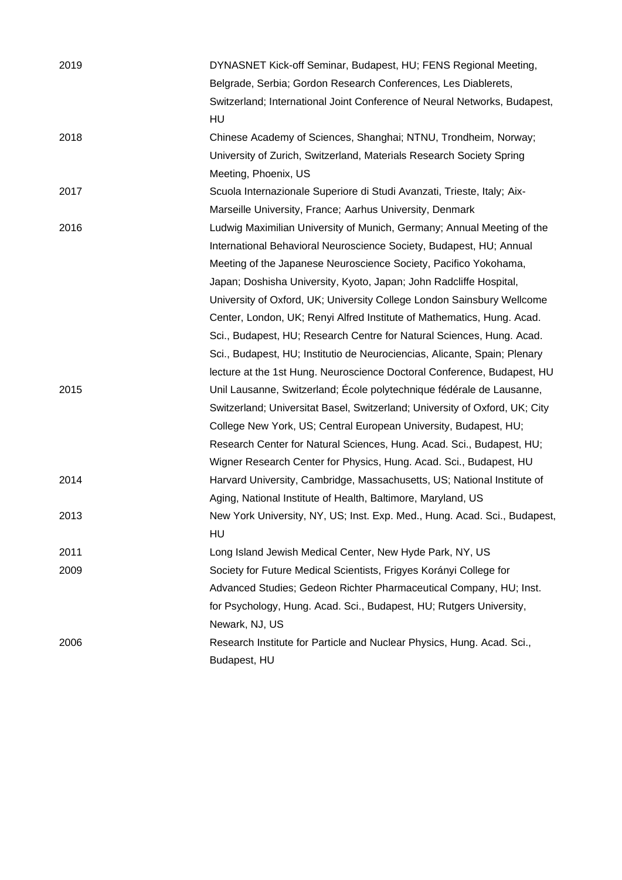| | |
|---|---|
| 2019 | DYNASNET Kick-off Seminar, Budapest, HU; FENS Regional Meeting, Belgrade, Serbia; Gordon Research Conferences, Les Diablerets, Switzerland; International Joint Conference of Neural Networks, Budapest, HU |
| 2018 | Chinese Academy of Sciences, Shanghai; NTNU, Trondheim, Norway; University of Zurich, Switzerland, Materials Research Society Spring Meeting, Phoenix, US |
| 2017 | Scuola Internazionale Superiore di Studi Avanzati, Trieste, Italy; Aix-Marseille University, France; Aarhus University, Denmark |
| 2016 | Ludwig Maximilian University of Munich, Germany; Annual Meeting of the International Behavioral Neuroscience Society, Budapest, HU; Annual Meeting of the Japanese Neuroscience Society, Pacifico Yokohama, Japan; Doshisha University, Kyoto, Japan; John Radcliffe Hospital, University of Oxford, UK; University College London Sainsbury Wellcome Center, London, UK; Renyi Alfred Institute of Mathematics, Hung. Acad. Sci., Budapest, HU; Research Centre for Natural Sciences, Hung. Acad. Sci., Budapest, HU; Institutio de Neurociencias, Alicante, Spain; Plenary lecture at the 1st Hung. Neuroscience Doctoral Conference, Budapest, HU |
| 2015 | Unil Lausanne, Switzerland; École polytechnique fédérale de Lausanne, Switzerland; Universitat Basel, Switzerland; University of Oxford, UK; City College New York, US; Central European University, Budapest, HU; Research Center for Natural Sciences, Hung. Acad. Sci., Budapest, HU; Wigner Research Center for Physics, Hung. Acad. Sci., Budapest, HU |
| 2014 | Harvard University, Cambridge, Massachusetts, US; National Institute of Aging, National Institute of Health, Baltimore, Maryland, US |
| 2013 | New York University, NY, US; Inst. Exp. Med., Hung. Acad. Sci., Budapest, HU |
| 2011 | Long Island Jewish Medical Center, New Hyde Park, NY, US |
| 2009 | Society for Future Medical Scientists, Frigyes Korányi College for Advanced Studies; Gedeon Richter Pharmaceutical Company, HU; Inst. for Psychology, Hung. Acad. Sci., Budapest, HU; Rutgers University, Newark, NJ, US |
| 2006 | Research Institute for Particle and Nuclear Physics, Hung. Acad. Sci., Budapest, HU |